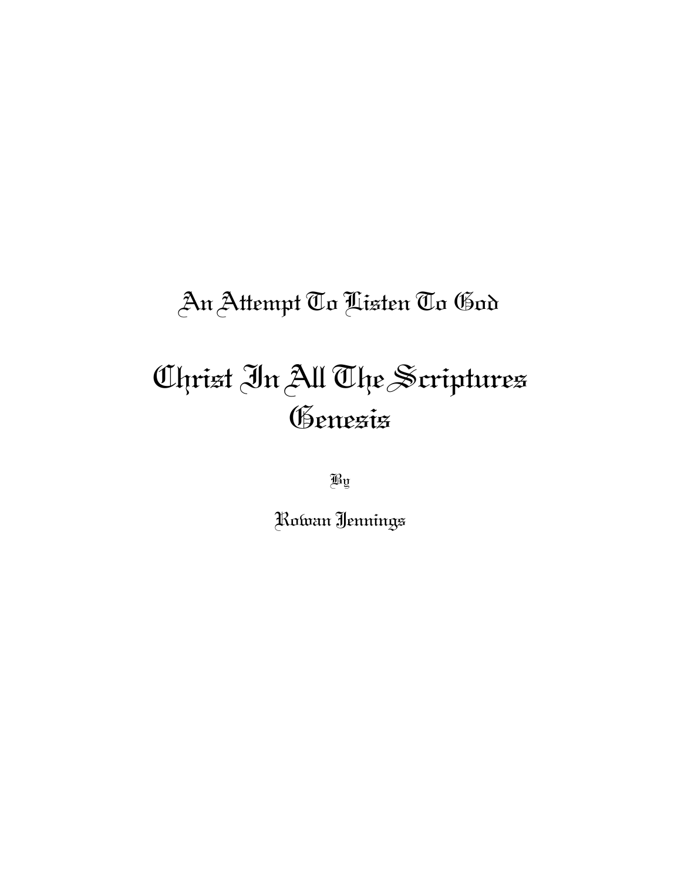## An Attempt To Listen To God

# Christ In All The Scriptures
# Genesis

By

Rowan Jennings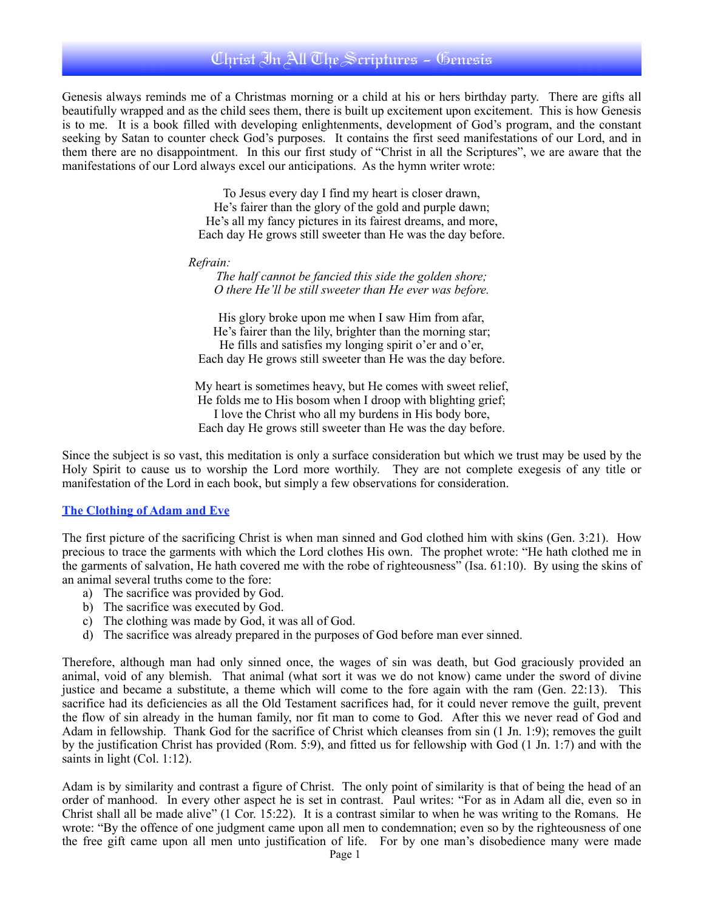# Christ In All The Scriptures - Genesis

Genesis always reminds me of a Christmas morning or a child at his or hers birthday party. There are gifts all beautifully wrapped and as the child sees them, there is built up excitement upon excitement. This is how Genesis is to me. It is a book filled with developing enlightenments, development of God's program, and the constant seeking by Satan to counter check God's purposes. It contains the first seed manifestations of our Lord, and in them there are no disappointment. In this our first study of "Christ in all the Scriptures", we are aware that the manifestations of our Lord always excel our anticipations. As the hymn writer wrote:

> To Jesus every day I find my heart is closer drawn,
> He's fairer than the glory of the gold and purple dawn;
> He's all my fancy pictures in its fairest dreams, and more,
> Each day He grows still sweeter than He was the day before.
>
> *Refrain:*
> *The half cannot be fancied this side the golden shore;*
> *O there He'll be still sweeter than He ever was before.*
>
> His glory broke upon me when I saw Him from afar,
> He's fairer than the lily, brighter than the morning star;
> He fills and satisfies my longing spirit o'er and o'er,
> Each day He grows still sweeter than He was the day before.
>
> My heart is sometimes heavy, but He comes with sweet relief,
> He folds me to His bosom when I droop with blighting grief;
> I love the Christ who all my burdens in His body bore,
> Each day He grows still sweeter than He was the day before.

Since the subject is so vast, this meditation is only a surface consideration but which we trust may be used by the Holy Spirit to cause us to worship the Lord more worthily. They are not complete exegesis of any title or manifestation of the Lord in each book, but simply a few observations for consideration.

## The Clothing of Adam and Eve

The first picture of the sacrificing Christ is when man sinned and God clothed him with skins (Gen. 3:21). How precious to trace the garments with which the Lord clothes His own. The prophet wrote: "He hath clothed me in the garments of salvation, He hath covered me with the robe of righteousness" (Isa. 61:10). By using the skins of an animal several truths come to the fore:

a) The sacrifice was provided by God.
b) The sacrifice was executed by God.
c) The clothing was made by God, it was all of God.
d) The sacrifice was already prepared in the purposes of God before man ever sinned.

Therefore, although man had only sinned once, the wages of sin was death, but God graciously provided an animal, void of any blemish. That animal (what sort it was we do not know) came under the sword of divine justice and became a substitute, a theme which will come to the fore again with the ram (Gen. 22:13). This sacrifice had its deficiencies as all the Old Testament sacrifices had, for it could never remove the guilt, prevent the flow of sin already in the human family, nor fit man to come to God. After this we never read of God and Adam in fellowship. Thank God for the sacrifice of Christ which cleanses from sin (1 Jn. 1:9); removes the guilt by the justification Christ has provided (Rom. 5:9), and fitted us for fellowship with God (1 Jn. 1:7) and with the saints in light (Col. 1:12).

Adam is by similarity and contrast a figure of Christ. The only point of similarity is that of being the head of an order of manhood. In every other aspect he is set in contrast. Paul writes: "For as in Adam all die, even so in Christ shall all be made alive" (1 Cor. 15:22). It is a contrast similar to when he was writing to the Romans. He wrote: "By the offence of one judgment came upon all men to condemnation; even so by the righteousness of one the free gift came upon all men unto justification of life. For by one man's disobedience many were made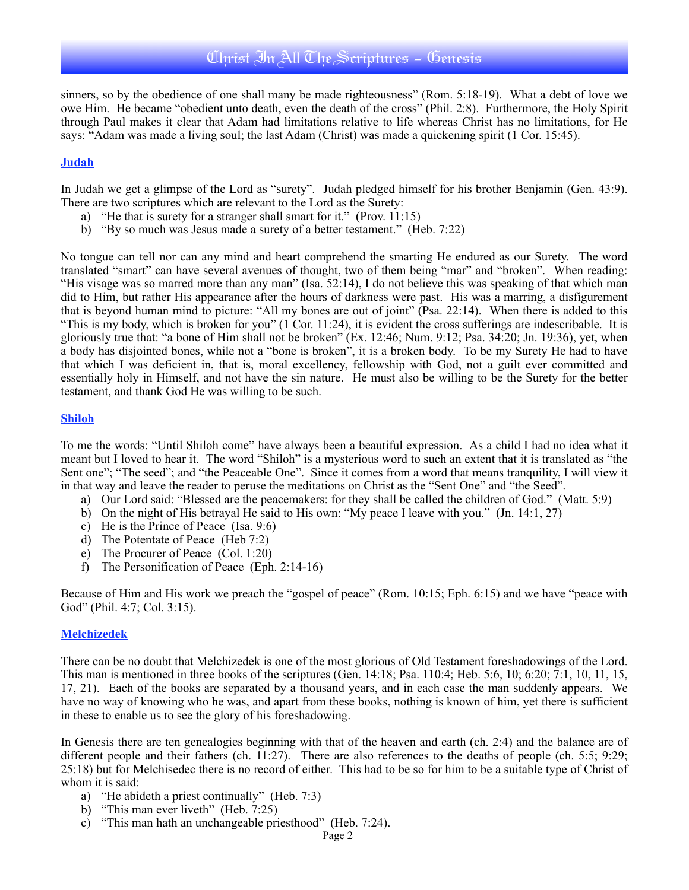sinners, so by the obedience of one shall many be made righteousness" (Rom. 5:18-19). What a debt of love we owe Him. He became "obedient unto death, even the death of the cross" (Phil. 2:8). Furthermore, the Holy Spirit through Paul makes it clear that Adam had limitations relative to life whereas Christ has no limitations, for He says: "Adam was made a living soul; the last Adam (Christ) was made a quickening spirit (1 Cor. 15:45).

### Judah

In Judah we get a glimpse of the Lord as "surety". Judah pledged himself for his brother Benjamin (Gen. 43:9). There are two scriptures which are relevant to the Lord as the Surety:

a) "He that is surety for a stranger shall smart for it." (Prov. 11:15)
b) "By so much was Jesus made a surety of a better testament." (Heb. 7:22)

No tongue can tell nor can any mind and heart comprehend the smarting He endured as our Surety. The word translated "smart" can have several avenues of thought, two of them being "mar" and "broken". When reading: "His visage was so marred more than any man" (Isa. 52:14), I do not believe this was speaking of that which man did to Him, but rather His appearance after the hours of darkness were past. His was a marring, a disfigurement that is beyond human mind to picture: "All my bones are out of joint" (Psa. 22:14). When there is added to this "This is my body, which is broken for you" (1 Cor. 11:24), it is evident the cross sufferings are indescribable. It is gloriously true that: "a bone of Him shall not be broken" (Ex. 12:46; Num. 9:12; Psa. 34:20; Jn. 19:36), yet, when a body has disjointed bones, while not a "bone is broken", it is a broken body. To be my Surety He had to have that which I was deficient in, that is, moral excellency, fellowship with God, not a guilt ever committed and essentially holy in Himself, and not have the sin nature. He must also be willing to be the Surety for the better testament, and thank God He was willing to be such.

### Shiloh

To me the words: "Until Shiloh come" have always been a beautiful expression. As a child I had no idea what it meant but I loved to hear it. The word "Shiloh" is a mysterious word to such an extent that it is translated as "the Sent one"; "The seed"; and "the Peaceable One". Since it comes from a word that means tranquility, I will view it in that way and leave the reader to peruse the meditations on Christ as the "Sent One" and "the Seed".

a) Our Lord said: "Blessed are the peacemakers: for they shall be called the children of God." (Matt. 5:9)
b) On the night of His betrayal He said to His own: "My peace I leave with you." (Jn. 14:1, 27)
c) He is the Prince of Peace (Isa. 9:6)
d) The Potentate of Peace (Heb 7:2)
e) The Procurer of Peace (Col. 1:20)
f) The Personification of Peace (Eph. 2:14-16)

Because of Him and His work we preach the "gospel of peace" (Rom. 10:15; Eph. 6:15) and we have "peace with God" (Phil. 4:7; Col. 3:15).

### Melchizedek

There can be no doubt that Melchizedek is one of the most glorious of Old Testament foreshadowings of the Lord. This man is mentioned in three books of the scriptures (Gen. 14:18; Psa. 110:4; Heb. 5:6, 10; 6:20; 7:1, 10, 11, 15, 17, 21). Each of the books are separated by a thousand years, and in each case the man suddenly appears. We have no way of knowing who he was, and apart from these books, nothing is known of him, yet there is sufficient in these to enable us to see the glory of his foreshadowing.

In Genesis there are ten genealogies beginning with that of the heaven and earth (ch. 2:4) and the balance are of different people and their fathers (ch. 11:27). There are also references to the deaths of people (ch. 5:5; 9:29; 25:18) but for Melchisedec there is no record of either. This had to be so for him to be a suitable type of Christ of whom it is said:

a) "He abideth a priest continually" (Heb. 7:3)
b) "This man ever liveth" (Heb. 7:25)
c) "This man hath an unchangeable priesthood" (Heb. 7:24).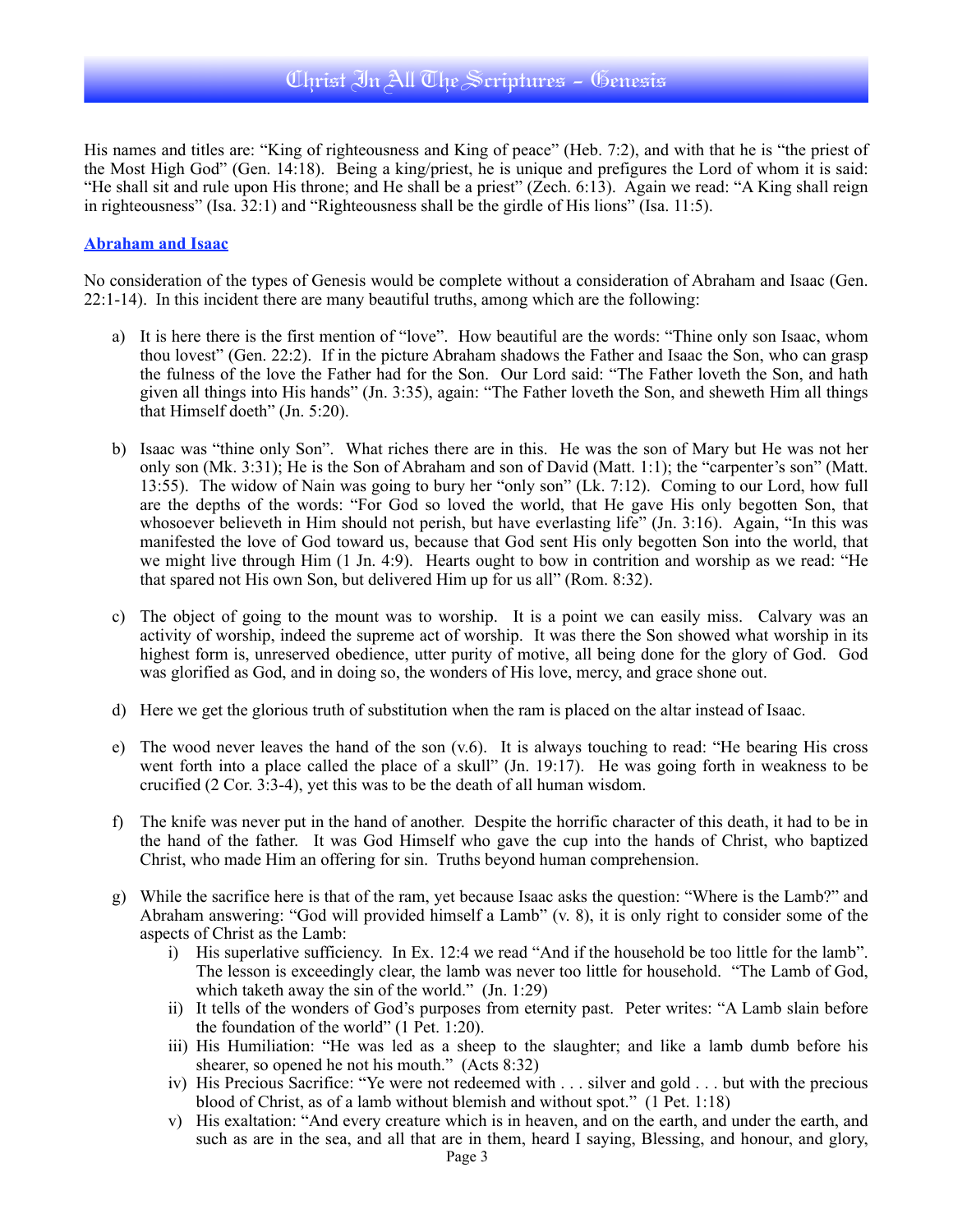His names and titles are: "King of righteousness and King of peace" (Heb. 7:2), and with that he is "the priest of the Most High God" (Gen. 14:18). Being a king/priest, he is unique and prefigures the Lord of whom it is said: "He shall sit and rule upon His throne; and He shall be a priest" (Zech. 6:13). Again we read: "A King shall reign in righteousness" (Isa. 32:1) and "Righteousness shall be the girdle of His lions" (Isa. 11:5).

## Abraham and Isaac

No consideration of the types of Genesis would be complete without a consideration of Abraham and Isaac (Gen. 22:1-14). In this incident there are many beautiful truths, among which are the following:

a) It is here there is the first mention of "love". How beautiful are the words: "Thine only son Isaac, whom thou lovest" (Gen. 22:2). If in the picture Abraham shadows the Father and Isaac the Son, who can grasp the fulness of the love the Father had for the Son. Our Lord said: "The Father loveth the Son, and hath given all things into His hands" (Jn. 3:35), again: "The Father loveth the Son, and sheweth Him all things that Himself doeth" (Jn. 5:20).

b) Isaac was "thine only Son". What riches there are in this. He was the son of Mary but He was not her only son (Mk. 3:31); He is the Son of Abraham and son of David (Matt. 1:1); the "carpenter's son" (Matt. 13:55). The widow of Nain was going to bury her "only son" (Lk. 7:12). Coming to our Lord, how full are the depths of the words: "For God so loved the world, that He gave His only begotten Son, that whosoever believeth in Him should not perish, but have everlasting life" (Jn. 3:16). Again, "In this was manifested the love of God toward us, because that God sent His only begotten Son into the world, that we might live through Him (1 Jn. 4:9). Hearts ought to bow in contrition and worship as we read: "He that spared not His own Son, but delivered Him up for us all" (Rom. 8:32).

c) The object of going to the mount was to worship. It is a point we can easily miss. Calvary was an activity of worship, indeed the supreme act of worship. It was there the Son showed what worship in its highest form is, unreserved obedience, utter purity of motive, all being done for the glory of God. God was glorified as God, and in doing so, the wonders of His love, mercy, and grace shone out.

d) Here we get the glorious truth of substitution when the ram is placed on the altar instead of Isaac.

e) The wood never leaves the hand of the son (v.6). It is always touching to read: "He bearing His cross went forth into a place called the place of a skull" (Jn. 19:17). He was going forth in weakness to be crucified (2 Cor. 3:3-4), yet this was to be the death of all human wisdom.

f) The knife was never put in the hand of another. Despite the horrific character of this death, it had to be in the hand of the father. It was God Himself who gave the cup into the hands of Christ, who baptized Christ, who made Him an offering for sin. Truths beyond human comprehension.

g) While the sacrifice here is that of the ram, yet because Isaac asks the question: "Where is the Lamb?" and Abraham answering: "God will provided himself a Lamb" (v. 8), it is only right to consider some of the aspects of Christ as the Lamb:
   i) His superlative sufficiency. In Ex. 12:4 we read "And if the household be too little for the lamb". The lesson is exceedingly clear, the lamb was never too little for household. "The Lamb of God, which taketh away the sin of the world." (Jn. 1:29)
   ii) It tells of the wonders of God's purposes from eternity past. Peter writes: "A Lamb slain before the foundation of the world" (1 Pet. 1:20).
   iii) His Humiliation: "He was led as a sheep to the slaughter; and like a lamb dumb before his shearer, so opened he not his mouth." (Acts 8:32)
   iv) His Precious Sacrifice: "Ye were not redeemed with . . . silver and gold . . . but with the precious blood of Christ, as of a lamb without blemish and without spot." (1 Pet. 1:18)
   v) His exaltation: "And every creature which is in heaven, and on the earth, and under the earth, and such as are in the sea, and all that are in them, heard I saying, Blessing, and honour, and glory,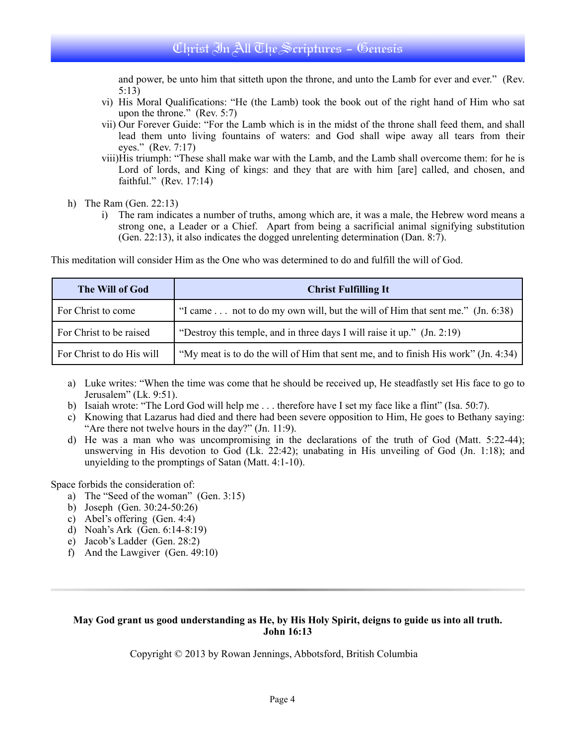and power, be unto him that sitteth upon the throne, and unto the Lamb for ever and ever." (Rev. 5:13)

vi) His Moral Qualifications: "He (the Lamb) took the book out of the right hand of Him who sat upon the throne." (Rev. 5:7)

vii) Our Forever Guide: "For the Lamb which is in the midst of the throne shall feed them, and shall lead them unto living fountains of waters: and God shall wipe away all tears from their eyes." (Rev. 7:17)

viii) His triumph: "These shall make war with the Lamb, and the Lamb shall overcome them: for he is Lord of lords, and King of kings: and they that are with him [are] called, and chosen, and faithful." (Rev. 17:14)

h) The Ram (Gen. 22:13)

i) The ram indicates a number of truths, among which are, it was a male, the Hebrew word means a strong one, a Leader or a Chief. Apart from being a sacrificial animal signifying substitution (Gen. 22:13), it also indicates the dogged unrelenting determination (Dan. 8:7).

This meditation will consider Him as the One who was determined to do and fulfill the will of God.

| The Will of God | Christ Fulfilling It |
|---|---|
| For Christ to come | "I came . . . not to do my own will, but the will of Him that sent me." (Jn. 6:38) |
| For Christ to be raised | "Destroy this temple, and in three days I will raise it up." (Jn. 2:19) |
| For Christ to do His will | "My meat is to do the will of Him that sent me, and to finish His work" (Jn. 4:34) |

a) Luke writes: "When the time was come that he should be received up, He steadfastly set His face to go to Jerusalem" (Lk. 9:51).

b) Isaiah wrote: "The Lord God will help me . . . therefore have I set my face like a flint" (Isa. 50:7).

c) Knowing that Lazarus had died and there had been severe opposition to Him, He goes to Bethany saying: "Are there not twelve hours in the day?" (Jn. 11:9).

d) He was a man who was uncompromising in the declarations of the truth of God (Matt. 5:22-44); unswerving in His devotion to God (Lk. 22:42); unabating in His unveiling of God (Jn. 1:18); and unyielding to the promptings of Satan (Matt. 4:1-10).

Space forbids the consideration of:

a) The "Seed of the woman" (Gen. 3:15)
b) Joseph (Gen. 30:24-50:26)
c) Abel's offering (Gen. 4:4)
d) Noah's Ark (Gen. 6:14-8:19)
e) Jacob's Ladder (Gen. 28:2)
f) And the Lawgiver (Gen. 49:10)

---

**May God grant us good understanding as He, by His Holy Spirit, deigns to guide us into all truth.**
**John 16:13**

Copyright © 2013 by Rowan Jennings, Abbotsford, British Columbia